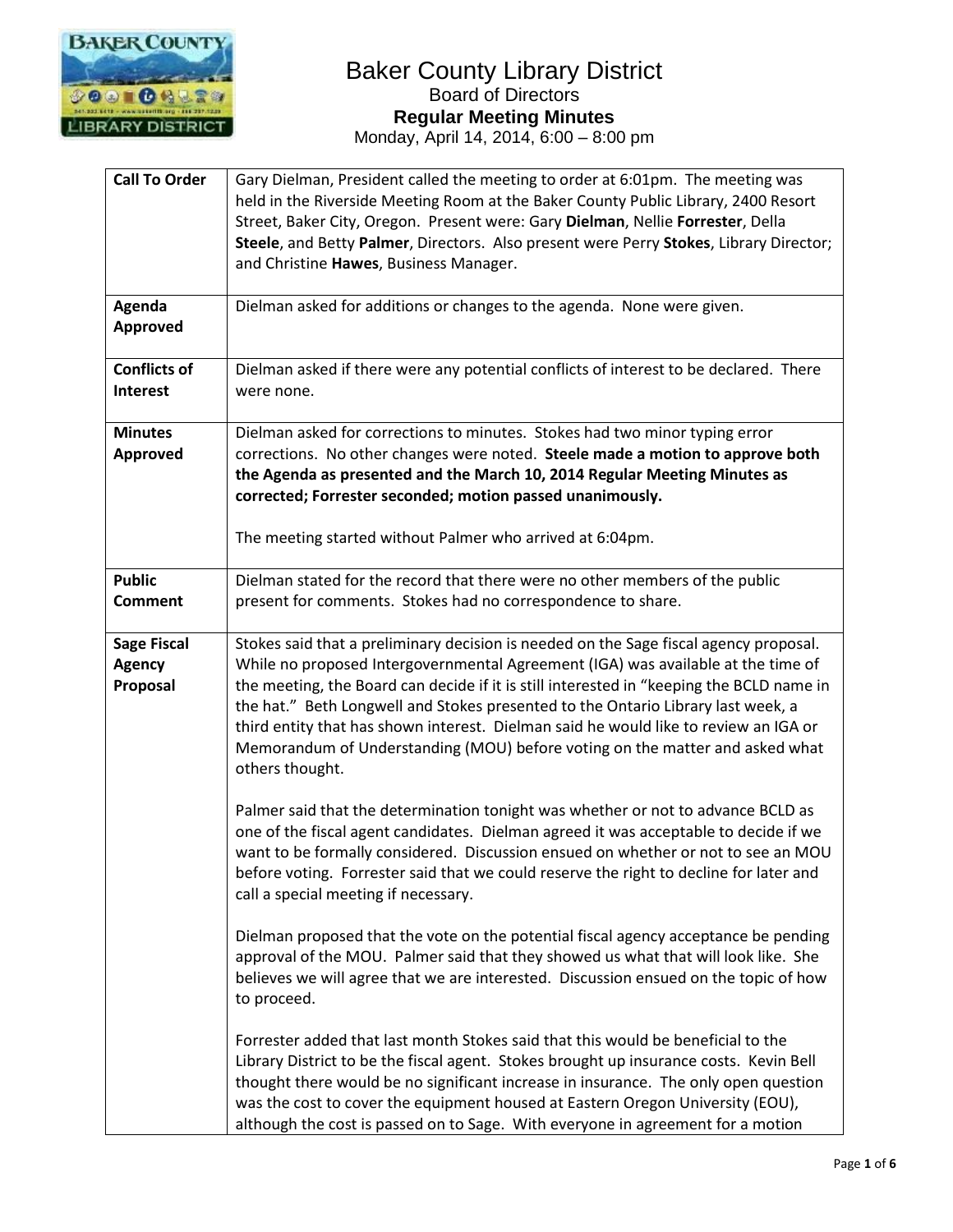# Baker County Library District

## Board of Directors

### Regular Meeting Minutes

Monday, April 14, 2014, 6:00 – 8:00 pm

| | |
|---|---|
| **Call To Order** | Gary Dielman, President called the meeting to order at 6:01pm. The meeting was held in the Riverside Meeting Room at the Baker County Public Library, 2400 Resort Street, Baker City, Oregon. Present were: Gary **Dielman**, Nellie **Forrester**, Della **Steele**, and Betty **Palmer**, Directors. Also present were Perry **Stokes**, Library Director; and Christine **Hawes**, Business Manager. |
| **Agenda Approved** | Dielman asked for additions or changes to the agenda. None were given. |
| **Conflicts of Interest** | Dielman asked if there were any potential conflicts of interest to be declared. There were none. |
| **Minutes Approved** | Dielman asked for corrections to minutes. Stokes had two minor typing error corrections. No other changes were noted. **Steele made a motion to approve both the Agenda as presented and the March 10, 2014 Regular Meeting Minutes as corrected; Forrester seconded; motion passed unanimously.**<br><br>The meeting started without Palmer who arrived at 6:04pm. |
| **Public Comment** | Dielman stated for the record that there were no other members of the public present for comments. Stokes had no correspondence to share. |
| **Sage Fiscal Agency Proposal** | Stokes said that a preliminary decision is needed on the Sage fiscal agency proposal. While no proposed Intergovernmental Agreement (IGA) was available at the time of the meeting, the Board can decide if it is still interested in "keeping the BCLD name in the hat." Beth Longwell and Stokes presented to the Ontario Library last week, a third entity that has shown interest. Dielman said he would like to review an IGA or Memorandum of Understanding (MOU) before voting on the matter and asked what others thought.<br><br>Palmer said that the determination tonight was whether or not to advance BCLD as one of the fiscal agent candidates. Dielman agreed it was acceptable to decide if we want to be formally considered. Discussion ensued on whether or not to see an MOU before voting. Forrester said that we could reserve the right to decline for later and call a special meeting if necessary.<br><br>Dielman proposed that the vote on the potential fiscal agency acceptance be pending approval of the MOU. Palmer said that they showed us what that will look like. She believes we will agree that we are interested. Discussion ensued on the topic of how to proceed.<br><br>Forrester added that last month Stokes said that this would be beneficial to the Library District to be the fiscal agent. Stokes brought up insurance costs. Kevin Bell thought there would be no significant increase in insurance. The only open question was the cost to cover the equipment housed at Eastern Oregon University (EOU), although the cost is passed on to Sage. With everyone in agreement for a motion |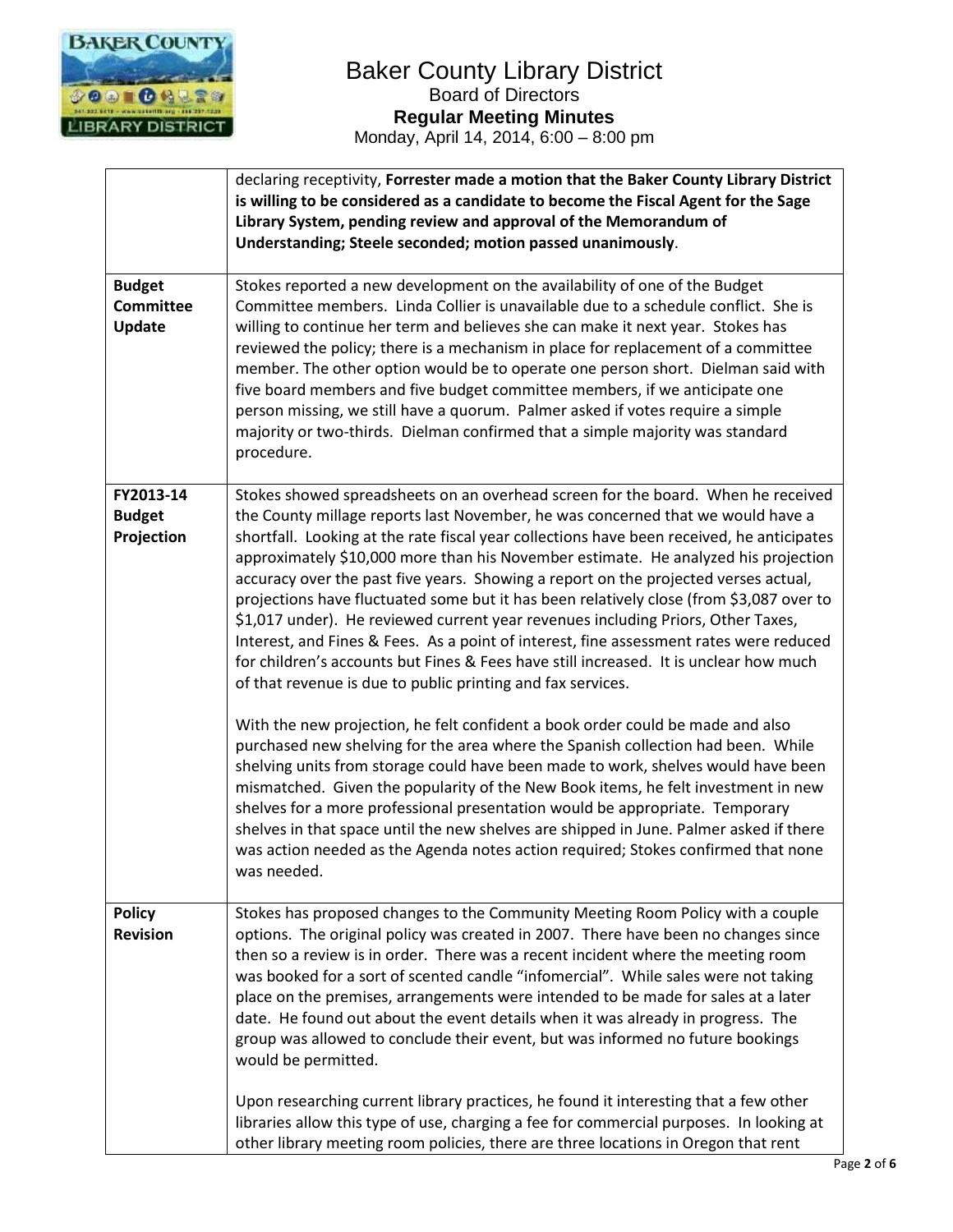| | |
|---|---|
| | declaring receptivity, **Forrester made a motion that the Baker County Library District is willing to be considered as a candidate to become the Fiscal Agent for the Sage Library System, pending review and approval of the Memorandum of Understanding; Steele seconded; motion passed unanimously**. |
| **Budget Committee Update** | Stokes reported a new development on the availability of one of the Budget Committee members. Linda Collier is unavailable due to a schedule conflict. She is willing to continue her term and believes she can make it next year. Stokes has reviewed the policy; there is a mechanism in place for replacement of a committee member. The other option would be to operate one person short. Dielman said with five board members and five budget committee members, if we anticipate one person missing, we still have a quorum. Palmer asked if votes require a simple majority or two-thirds. Dielman confirmed that a simple majority was standard procedure. |
| **FY2013-14 Budget Projection** | Stokes showed spreadsheets on an overhead screen for the board. When he received the County millage reports last November, he was concerned that we would have a shortfall. Looking at the rate fiscal year collections have been received, he anticipates approximately \$10,000 more than his November estimate. He analyzed his projection accuracy over the past five years. Showing a report on the projected verses actual, projections have fluctuated some but it has been relatively close (from \$3,087 over to \$1,017 under). He reviewed current year revenues including Priors, Other Taxes, Interest, and Fines & Fees. As a point of interest, fine assessment rates were reduced for children's accounts but Fines & Fees have still increased. It is unclear how much of that revenue is due to public printing and fax services.<br><br>With the new projection, he felt confident a book order could be made and also purchased new shelving for the area where the Spanish collection had been. While shelving units from storage could have been made to work, shelves would have been mismatched. Given the popularity of the New Book items, he felt investment in new shelves for a more professional presentation would be appropriate. Temporary shelves in that space until the new shelves are shipped in June. Palmer asked if there was action needed as the Agenda notes action required; Stokes confirmed that none was needed. |
| **Policy Revision** | Stokes has proposed changes to the Community Meeting Room Policy with a couple options. The original policy was created in 2007. There have been no changes since then so a review is in order. There was a recent incident where the meeting room was booked for a sort of scented candle "infomercial". While sales were not taking place on the premises, arrangements were intended to be made for sales at a later date. He found out about the event details when it was already in progress. The group was allowed to conclude their event, but was informed no future bookings would be permitted.<br><br>Upon researching current library practices, he found it interesting that a few other libraries allow this type of use, charging a fee for commercial purposes. In looking at other library meeting room policies, there are three locations in Oregon that rent |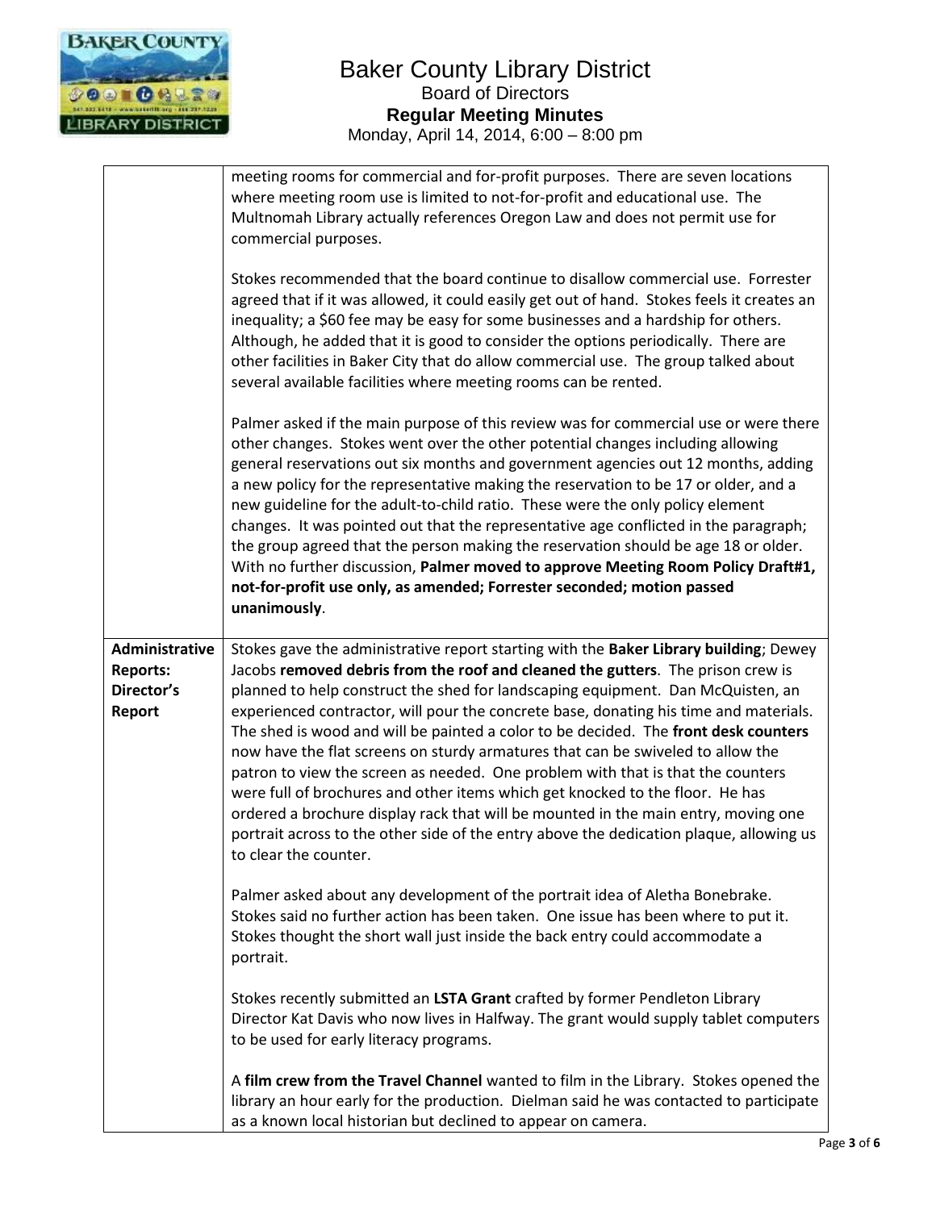| | |
|---|---|
| | meeting rooms for commercial and for-profit purposes. There are seven locations where meeting room use is limited to not-for-profit and educational use. The Multnomah Library actually references Oregon Law and does not permit use for commercial purposes.<br><br>Stokes recommended that the board continue to disallow commercial use. Forrester agreed that if it was allowed, it could easily get out of hand. Stokes feels it creates an inequality; a $60 fee may be easy for some businesses and a hardship for others. Although, he added that it is good to consider the options periodically. There are other facilities in Baker City that do allow commercial use. The group talked about several available facilities where meeting rooms can be rented.<br><br>Palmer asked if the main purpose of this review was for commercial use or were there other changes. Stokes went over the other potential changes including allowing general reservations out six months and government agencies out 12 months, adding a new policy for the representative making the reservation to be 17 or older, and a new guideline for the adult-to-child ratio. These were the only policy element changes. It was pointed out that the representative age conflicted in the paragraph; the group agreed that the person making the reservation should be age 18 or older. With no further discussion, **Palmer moved to approve Meeting Room Policy Draft#1, not-for-profit use only, as amended; Forrester seconded; motion passed unanimously**. |
| **Administrative Reports: Director's Report** | Stokes gave the administrative report starting with the **Baker Library building**; Dewey Jacobs **removed debris from the roof and cleaned the gutters**. The prison crew is planned to help construct the shed for landscaping equipment. Dan McQuisten, an experienced contractor, will pour the concrete base, donating his time and materials. The shed is wood and will be painted a color to be decided. The **front desk counters** now have the flat screens on sturdy armatures that can be swiveled to allow the patron to view the screen as needed. One problem with that is that the counters were full of brochures and other items which get knocked to the floor. He has ordered a brochure display rack that will be mounted in the main entry, moving one portrait across to the other side of the entry above the dedication plaque, allowing us to clear the counter.<br><br>Palmer asked about any development of the portrait idea of Aletha Bonebrake. Stokes said no further action has been taken. One issue has been where to put it. Stokes thought the short wall just inside the back entry could accommodate a portrait.<br><br>Stokes recently submitted an **LSTA Grant** crafted by former Pendleton Library Director Kat Davis who now lives in Halfway. The grant would supply tablet computers to be used for early literacy programs.<br><br>A **film crew from the Travel Channel** wanted to film in the Library. Stokes opened the library an hour early for the production. Dielman said he was contacted to participate as a known local historian but declined to appear on camera. |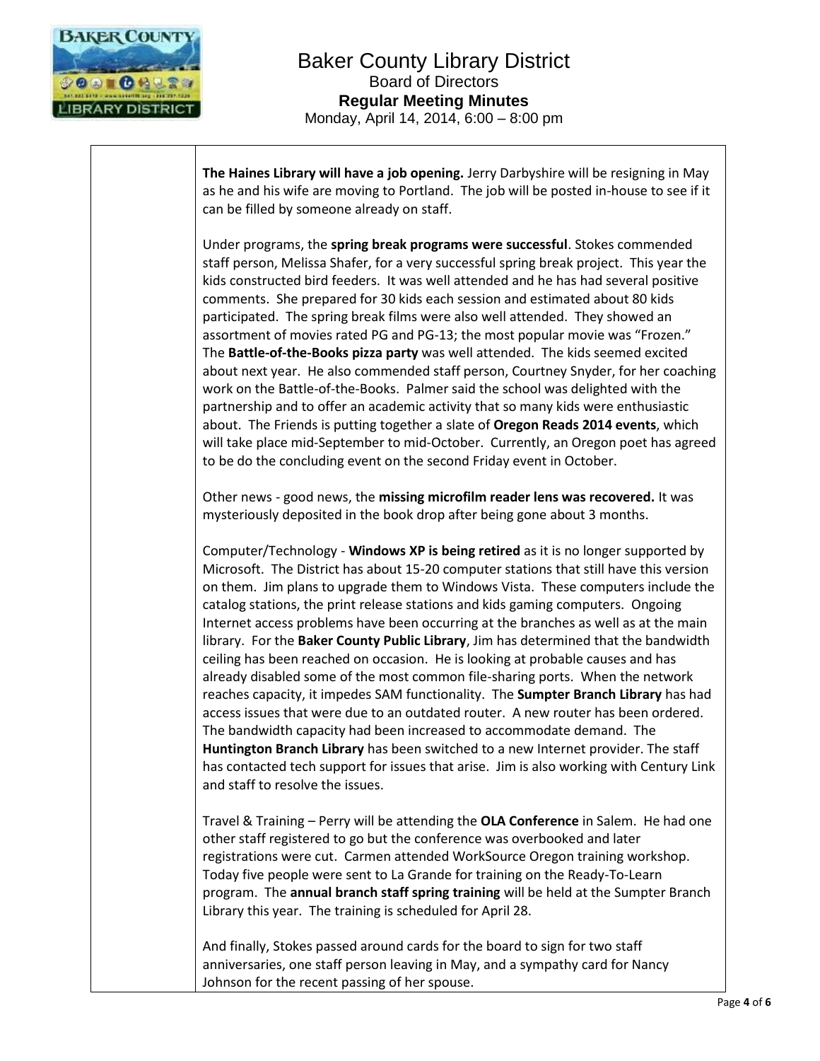# Baker County Library District

Board of Directors

**Regular Meeting Minutes**

Monday, April 14, 2014, 6:00 – 8:00 pm

**The Haines Library will have a job opening.** Jerry Darbyshire will be resigning in May as he and his wife are moving to Portland. The job will be posted in-house to see if it can be filled by someone already on staff.

Under programs, the **spring break programs were successful**. Stokes commended staff person, Melissa Shafer, for a very successful spring break project. This year the kids constructed bird feeders. It was well attended and he has had several positive comments. She prepared for 30 kids each session and estimated about 80 kids participated. The spring break films were also well attended. They showed an assortment of movies rated PG and PG-13; the most popular movie was "Frozen." The **Battle-of-the-Books pizza party** was well attended. The kids seemed excited about next year. He also commended staff person, Courtney Snyder, for her coaching work on the Battle-of-the-Books. Palmer said the school was delighted with the partnership and to offer an academic activity that so many kids were enthusiastic about. The Friends is putting together a slate of **Oregon Reads 2014 events**, which will take place mid-September to mid-October. Currently, an Oregon poet has agreed to be do the concluding event on the second Friday event in October.

Other news - good news, the **missing microfilm reader lens was recovered.** It was mysteriously deposited in the book drop after being gone about 3 months.

Computer/Technology - **Windows XP is being retired** as it is no longer supported by Microsoft. The District has about 15-20 computer stations that still have this version on them. Jim plans to upgrade them to Windows Vista. These computers include the catalog stations, the print release stations and kids gaming computers. Ongoing Internet access problems have been occurring at the branches as well as at the main library. For the **Baker County Public Library**, Jim has determined that the bandwidth ceiling has been reached on occasion. He is looking at probable causes and has already disabled some of the most common file-sharing ports. When the network reaches capacity, it impedes SAM functionality. The **Sumpter Branch Library** has had access issues that were due to an outdated router. A new router has been ordered. The bandwidth capacity had been increased to accommodate demand. The **Huntington Branch Library** has been switched to a new Internet provider. The staff has contacted tech support for issues that arise. Jim is also working with Century Link and staff to resolve the issues.

Travel & Training – Perry will be attending the **OLA Conference** in Salem. He had one other staff registered to go but the conference was overbooked and later registrations were cut. Carmen attended WorkSource Oregon training workshop. Today five people were sent to La Grande for training on the Ready-To-Learn program. The **annual branch staff spring training** will be held at the Sumpter Branch Library this year. The training is scheduled for April 28.

And finally, Stokes passed around cards for the board to sign for two staff anniversaries, one staff person leaving in May, and a sympathy card for Nancy Johnson for the recent passing of her spouse.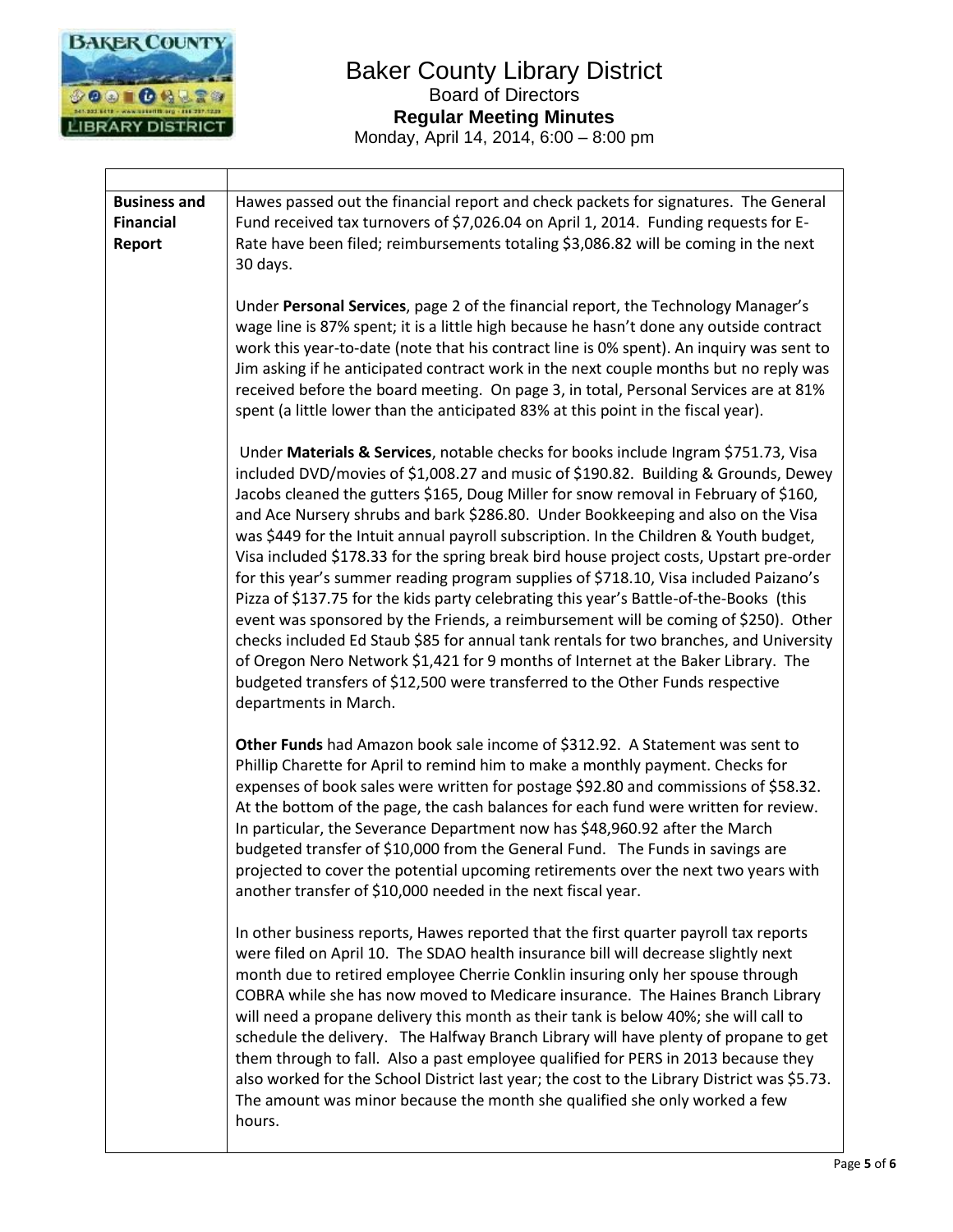# Baker County Library District

Board of Directors

**Regular Meeting Minutes**

Monday, April 14, 2014, 6:00 – 8:00 pm

| | |
|---|---|
| **Business and Financial Report** | Hawes passed out the financial report and check packets for signatures. The General Fund received tax turnovers of $7,026.04 on April 1, 2014. Funding requests for E-Rate have been filed; reimbursements totaling $3,086.82 will be coming in the next 30 days.<br><br>Under **Personal Services**, page 2 of the financial report, the Technology Manager's wage line is 87% spent; it is a little high because he hasn't done any outside contract work this year-to-date (note that his contract line is 0% spent). An inquiry was sent to Jim asking if he anticipated contract work in the next couple months but no reply was received before the board meeting. On page 3, in total, Personal Services are at 81% spent (a little lower than the anticipated 83% at this point in the fiscal year).<br><br>Under **Materials & Services**, notable checks for books include Ingram $751.73, Visa included DVD/movies of $1,008.27 and music of $190.82. Building & Grounds, Dewey Jacobs cleaned the gutters $165, Doug Miller for snow removal in February of $160, and Ace Nursery shrubs and bark $286.80. Under Bookkeeping and also on the Visa was $449 for the Intuit annual payroll subscription. In the Children & Youth budget, Visa included $178.33 for the spring break bird house project costs, Upstart pre-order for this year's summer reading program supplies of $718.10, Visa included Paizano's Pizza of $137.75 for the kids party celebrating this year's Battle-of-the-Books (this event was sponsored by the Friends, a reimbursement will be coming of $250). Other checks included Ed Staub $85 for annual tank rentals for two branches, and University of Oregon Nero Network $1,421 for 9 months of Internet at the Baker Library. The budgeted transfers of $12,500 were transferred to the Other Funds respective departments in March.<br><br>**Other Funds** had Amazon book sale income of $312.92. A Statement was sent to Phillip Charette for April to remind him to make a monthly payment. Checks for expenses of book sales were written for postage $92.80 and commissions of $58.32. At the bottom of the page, the cash balances for each fund were written for review. In particular, the Severance Department now has $48,960.92 after the March budgeted transfer of $10,000 from the General Fund. The Funds in savings are projected to cover the potential upcoming retirements over the next two years with another transfer of $10,000 needed in the next fiscal year.<br><br>In other business reports, Hawes reported that the first quarter payroll tax reports were filed on April 10. The SDAO health insurance bill will decrease slightly next month due to retired employee Cherrie Conklin insuring only her spouse through COBRA while she has now moved to Medicare insurance. The Haines Branch Library will need a propane delivery this month as their tank is below 40%; she will call to schedule the delivery. The Halfway Branch Library will have plenty of propane to get them through to fall. Also a past employee qualified for PERS in 2013 because they also worked for the School District last year; the cost to the Library District was $5.73. The amount was minor because the month she qualified she only worked a few hours. |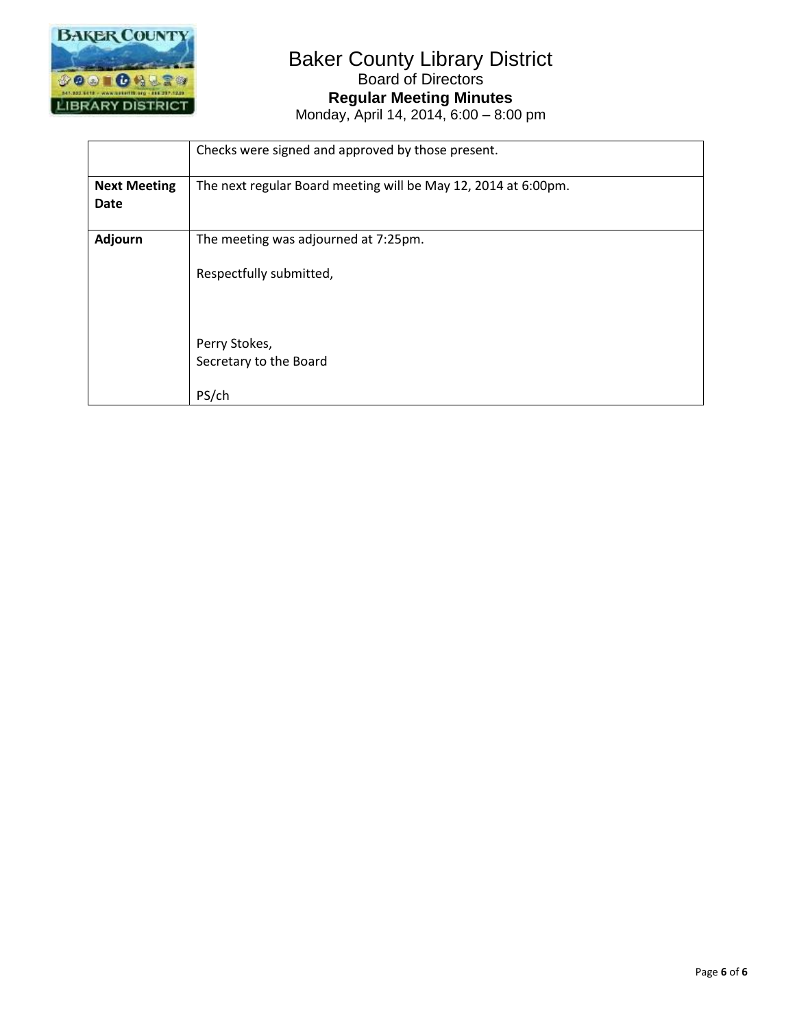# Baker County Library District

Board of Directors

**Regular Meeting Minutes**

Monday, April 14, 2014, 6:00 – 8:00 pm

| | |
|---|---|
| | Checks were signed and approved by those present. |
| **Next Meeting Date** | The next regular Board meeting will be May 12, 2014 at 6:00pm. |
| **Adjourn** | The meeting was adjourned at 7:25pm.<br><br>Respectfully submitted,<br><br><br><br>Perry Stokes,<br>Secretary to the Board<br><br>PS/ch |